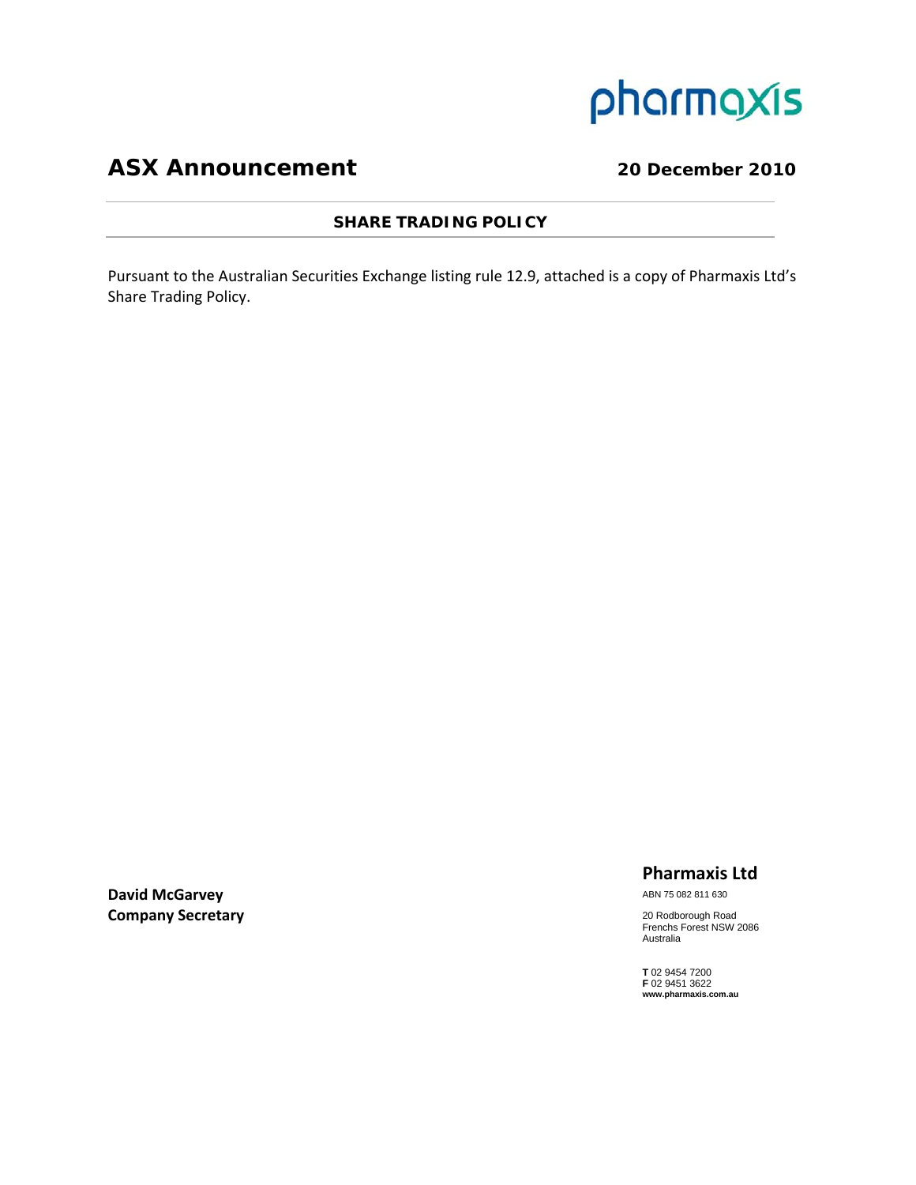pharmaxis

# ASX Announcement

**20 December 2010**

**SHARE TRADING POLICY**

Pursuant to the Australian Securities Exchange listing rule 12.9, attached is a copy of Pharmaxis Ltd's Share Trading Policy.

**David McGarvey**
**Company Secretary**

**Pharmaxis Ltd**

ABN 75 082 811 630

20 Rodborough Road
Frenchs Forest NSW 2086
Australia

**T** 02 9454 7200
**F** 02 9451 3622
**www.pharmaxis.com.au**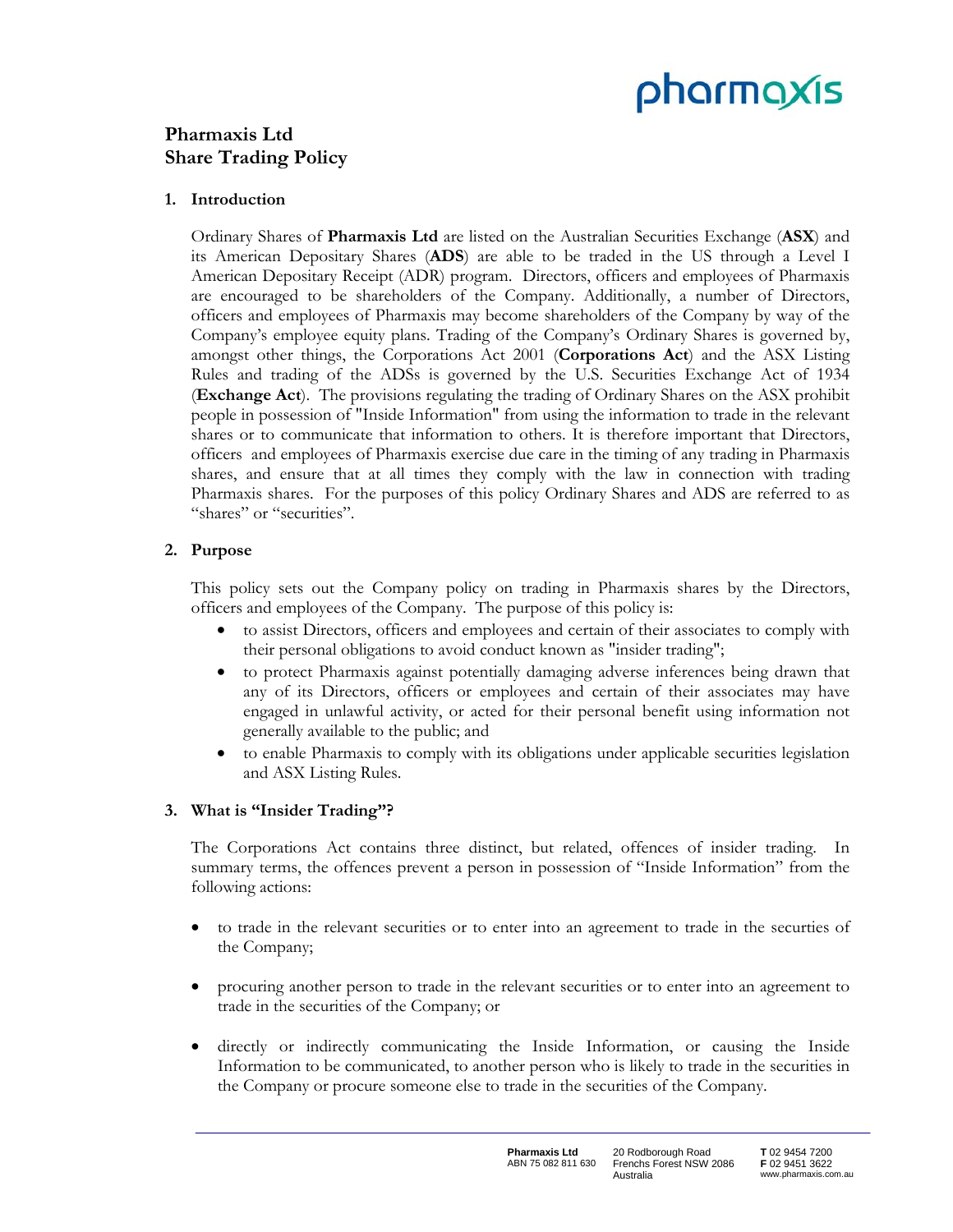# Pharmaxis Ltd
# Share Trading Policy

## 1. Introduction

Ordinary Shares of **Pharmaxis Ltd** are listed on the Australian Securities Exchange (**ASX**) and its American Depositary Shares (**ADS**) are able to be traded in the US through a Level I American Depositary Receipt (ADR) program. Directors, officers and employees of Pharmaxis are encouraged to be shareholders of the Company. Additionally, a number of Directors, officers and employees of Pharmaxis may become shareholders of the Company by way of the Company's employee equity plans. Trading of the Company's Ordinary Shares is governed by, amongst other things, the Corporations Act 2001 (**Corporations Act**) and the ASX Listing Rules and trading of the ADSs is governed by the U.S. Securities Exchange Act of 1934 (**Exchange Act**). The provisions regulating the trading of Ordinary Shares on the ASX prohibit people in possession of "Inside Information" from using the information to trade in the relevant shares or to communicate that information to others. It is therefore important that Directors, officers and employees of Pharmaxis exercise due care in the timing of any trading in Pharmaxis shares, and ensure that at all times they comply with the law in connection with trading Pharmaxis shares. For the purposes of this policy Ordinary Shares and ADS are referred to as "shares" or "securities".

## 2. Purpose

This policy sets out the Company policy on trading in Pharmaxis shares by the Directors, officers and employees of the Company. The purpose of this policy is:

- to assist Directors, officers and employees and certain of their associates to comply with their personal obligations to avoid conduct known as "insider trading";
- to protect Pharmaxis against potentially damaging adverse inferences being drawn that any of its Directors, officers or employees and certain of their associates may have engaged in unlawful activity, or acted for their personal benefit using information not generally available to the public; and
- to enable Pharmaxis to comply with its obligations under applicable securities legislation and ASX Listing Rules.

## 3. What is "Insider Trading"?

The Corporations Act contains three distinct, but related, offences of insider trading. In summary terms, the offences prevent a person in possession of "Inside Information" from the following actions:

- to trade in the relevant securities or to enter into an agreement to trade in the securities of the Company;
- procuring another person to trade in the relevant securities or to enter into an agreement to trade in the securities of the Company; or
- directly or indirectly communicating the Inside Information, or causing the Inside Information to be communicated, to another person who is likely to trade in the securities in the Company or procure someone else to trade in the securities of the Company.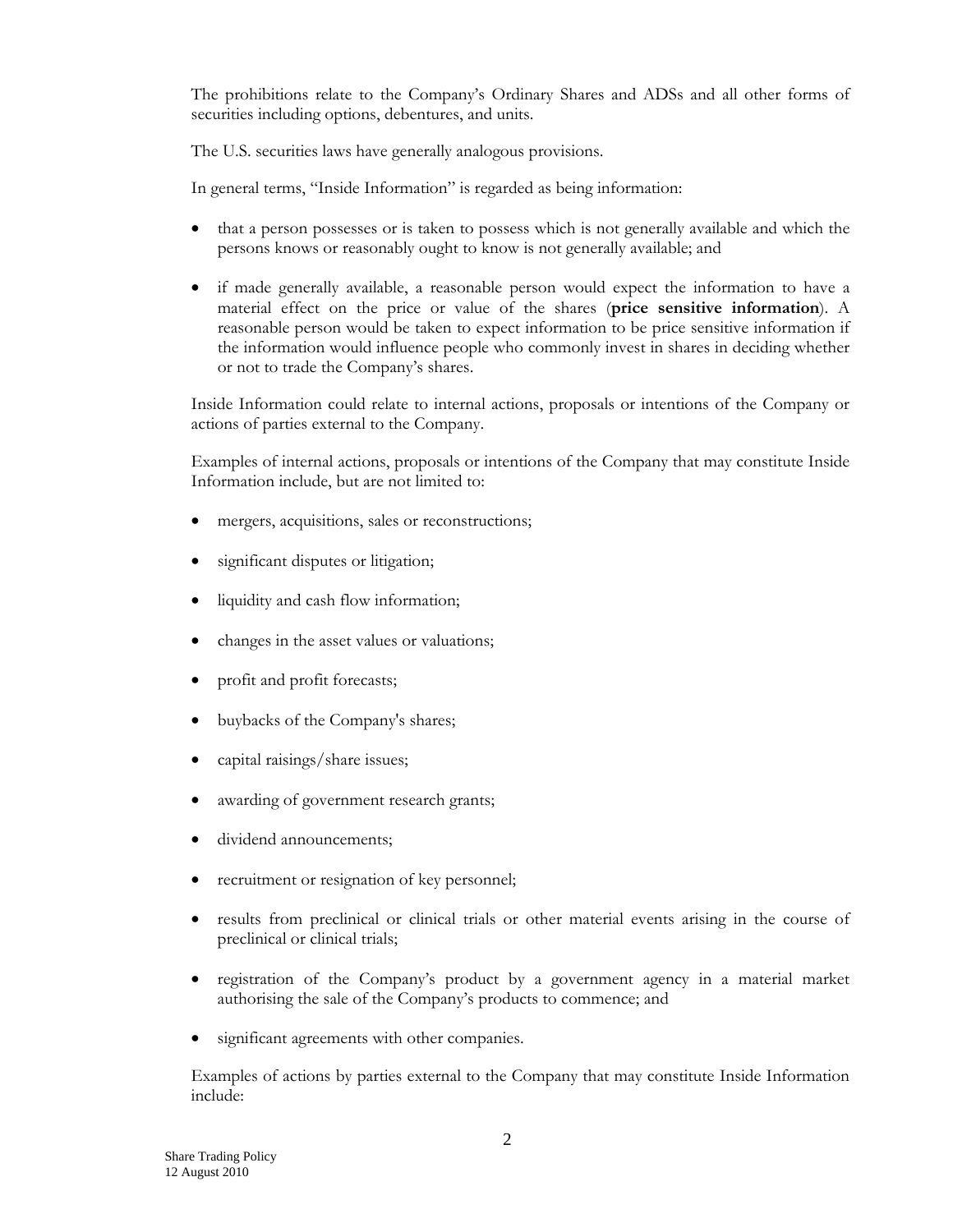The prohibitions relate to the Company's Ordinary Shares and ADSs and all other forms of securities including options, debentures, and units.

The U.S. securities laws have generally analogous provisions.

In general terms, "Inside Information" is regarded as being information:

- that a person possesses or is taken to possess which is not generally available and which the persons knows or reasonably ought to know is not generally available; and
- if made generally available, a reasonable person would expect the information to have a material effect on the price or value of the shares (**price sensitive information**). A reasonable person would be taken to expect information to be price sensitive information if the information would influence people who commonly invest in shares in deciding whether or not to trade the Company's shares.

Inside Information could relate to internal actions, proposals or intentions of the Company or actions of parties external to the Company.

Examples of internal actions, proposals or intentions of the Company that may constitute Inside Information include, but are not limited to:

- mergers, acquisitions, sales or reconstructions;
- significant disputes or litigation;
- liquidity and cash flow information;
- changes in the asset values or valuations;
- profit and profit forecasts;
- buybacks of the Company's shares;
- capital raisings/share issues;
- awarding of government research grants;
- dividend announcements;
- recruitment or resignation of key personnel;
- results from preclinical or clinical trials or other material events arising in the course of preclinical or clinical trials;
- registration of the Company's product by a government agency in a material market authorising the sale of the Company's products to commence; and
- significant agreements with other companies.

Examples of actions by parties external to the Company that may constitute Inside Information include: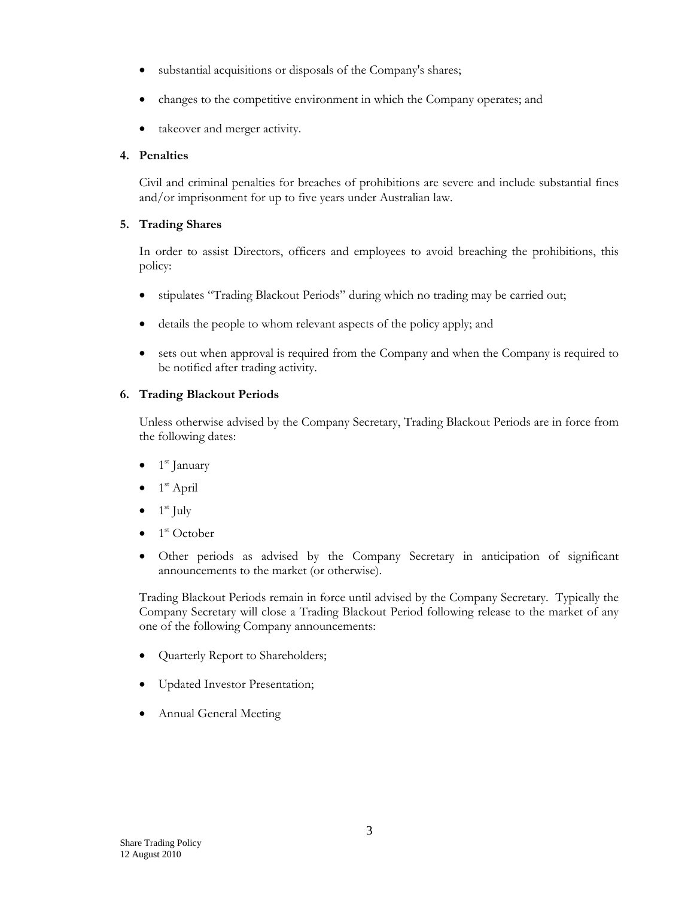- substantial acquisitions or disposals of the Company's shares;
- changes to the competitive environment in which the Company operates; and
- takeover and merger activity.

## 4. Penalties

Civil and criminal penalties for breaches of prohibitions are severe and include substantial fines and/or imprisonment for up to five years under Australian law.

## 5. Trading Shares

In order to assist Directors, officers and employees to avoid breaching the prohibitions, this policy:

- stipulates "Trading Blackout Periods" during which no trading may be carried out;
- details the people to whom relevant aspects of the policy apply; and
- sets out when approval is required from the Company and when the Company is required to be notified after trading activity.

## 6. Trading Blackout Periods

Unless otherwise advised by the Company Secretary, Trading Blackout Periods are in force from the following dates:

- 1st January
- 1st April
- 1st July
- 1st October
- Other periods as advised by the Company Secretary in anticipation of significant announcements to the market (or otherwise).

Trading Blackout Periods remain in force until advised by the Company Secretary. Typically the Company Secretary will close a Trading Blackout Period following release to the market of any one of the following Company announcements:

- Quarterly Report to Shareholders;
- Updated Investor Presentation;
- Annual General Meeting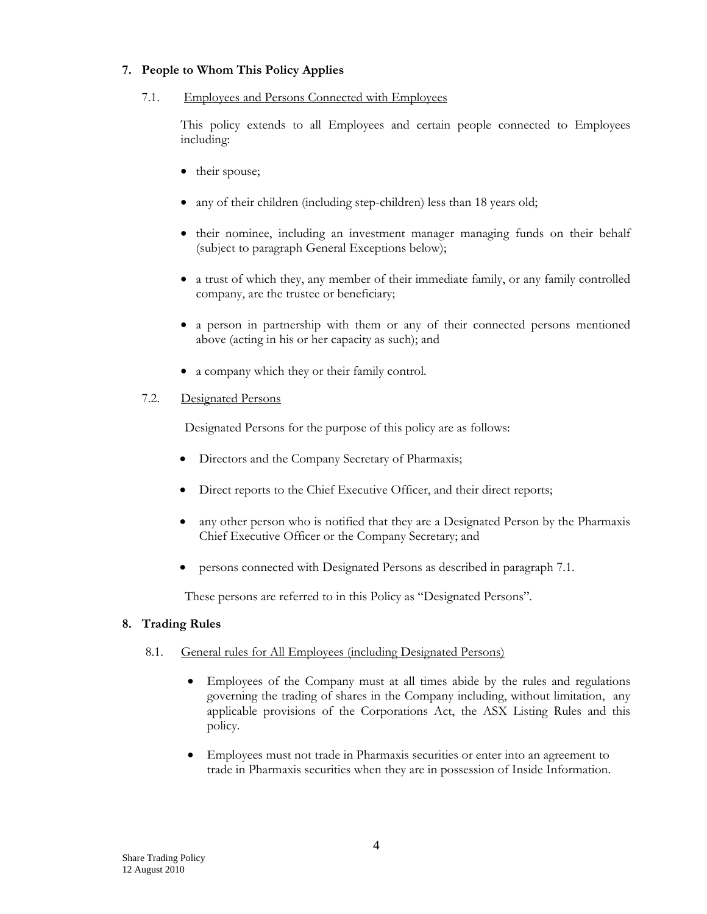## 7. People to Whom This Policy Applies

### 7.1. Employees and Persons Connected with Employees

This policy extends to all Employees and certain people connected to Employees including:

- their spouse;
- any of their children (including step-children) less than 18 years old;
- their nominee, including an investment manager managing funds on their behalf (subject to paragraph General Exceptions below);
- a trust of which they, any member of their immediate family, or any family controlled company, are the trustee or beneficiary;
- a person in partnership with them or any of their connected persons mentioned above (acting in his or her capacity as such); and
- a company which they or their family control.

### 7.2. Designated Persons

Designated Persons for the purpose of this policy are as follows:

- Directors and the Company Secretary of Pharmaxis;
- Direct reports to the Chief Executive Officer, and their direct reports;
- any other person who is notified that they are a Designated Person by the Pharmaxis Chief Executive Officer or the Company Secretary; and
- persons connected with Designated Persons as described in paragraph 7.1.

These persons are referred to in this Policy as "Designated Persons".

## 8. Trading Rules

### 8.1. General rules for All Employees (including Designated Persons)

- Employees of the Company must at all times abide by the rules and regulations governing the trading of shares in the Company including, without limitation, any applicable provisions of the Corporations Act, the ASX Listing Rules and this policy.
- Employees must not trade in Pharmaxis securities or enter into an agreement to trade in Pharmaxis securities when they are in possession of Inside Information.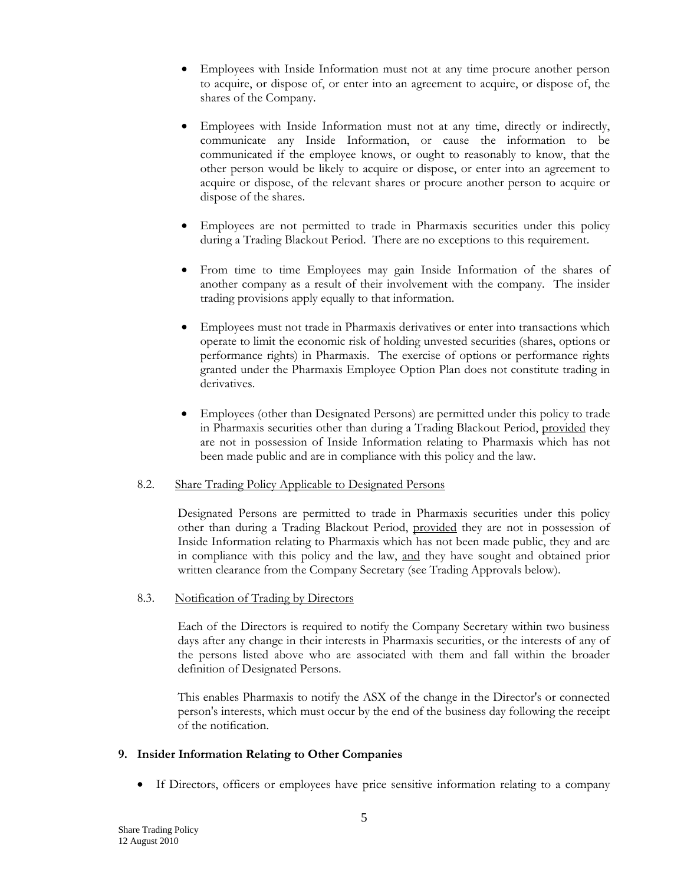- Employees with Inside Information must not at any time procure another person to acquire, or dispose of, or enter into an agreement to acquire, or dispose of, the shares of the Company.

- Employees with Inside Information must not at any time, directly or indirectly, communicate any Inside Information, or cause the information to be communicated if the employee knows, or ought to reasonably to know, that the other person would be likely to acquire or dispose, or enter into an agreement to acquire or dispose, of the relevant shares or procure another person to acquire or dispose of the shares.

- Employees are not permitted to trade in Pharmaxis securities under this policy during a Trading Blackout Period. There are no exceptions to this requirement.

- From time to time Employees may gain Inside Information of the shares of another company as a result of their involvement with the company. The insider trading provisions apply equally to that information.

- Employees must not trade in Pharmaxis derivatives or enter into transactions which operate to limit the economic risk of holding unvested securities (shares, options or performance rights) in Pharmaxis. The exercise of options or performance rights granted under the Pharmaxis Employee Option Plan does not constitute trading in derivatives.

- Employees (other than Designated Persons) are permitted under this policy to trade in Pharmaxis securities other than during a Trading Blackout Period, provided they are not in possession of Inside Information relating to Pharmaxis which has not been made public and are in compliance with this policy and the law.

8.2. Share Trading Policy Applicable to Designated Persons

Designated Persons are permitted to trade in Pharmaxis securities under this policy other than during a Trading Blackout Period, provided they are not in possession of Inside Information relating to Pharmaxis which has not been made public, they and are in compliance with this policy and the law, and they have sought and obtained prior written clearance from the Company Secretary (see Trading Approvals below).

8.3. Notification of Trading by Directors

Each of the Directors is required to notify the Company Secretary within two business days after any change in their interests in Pharmaxis securities, or the interests of any of the persons listed above who are associated with them and fall within the broader definition of Designated Persons.

This enables Pharmaxis to notify the ASX of the change in the Director's or connected person's interests, which must occur by the end of the business day following the receipt of the notification.

## 9. Insider Information Relating to Other Companies

- If Directors, officers or employees have price sensitive information relating to a company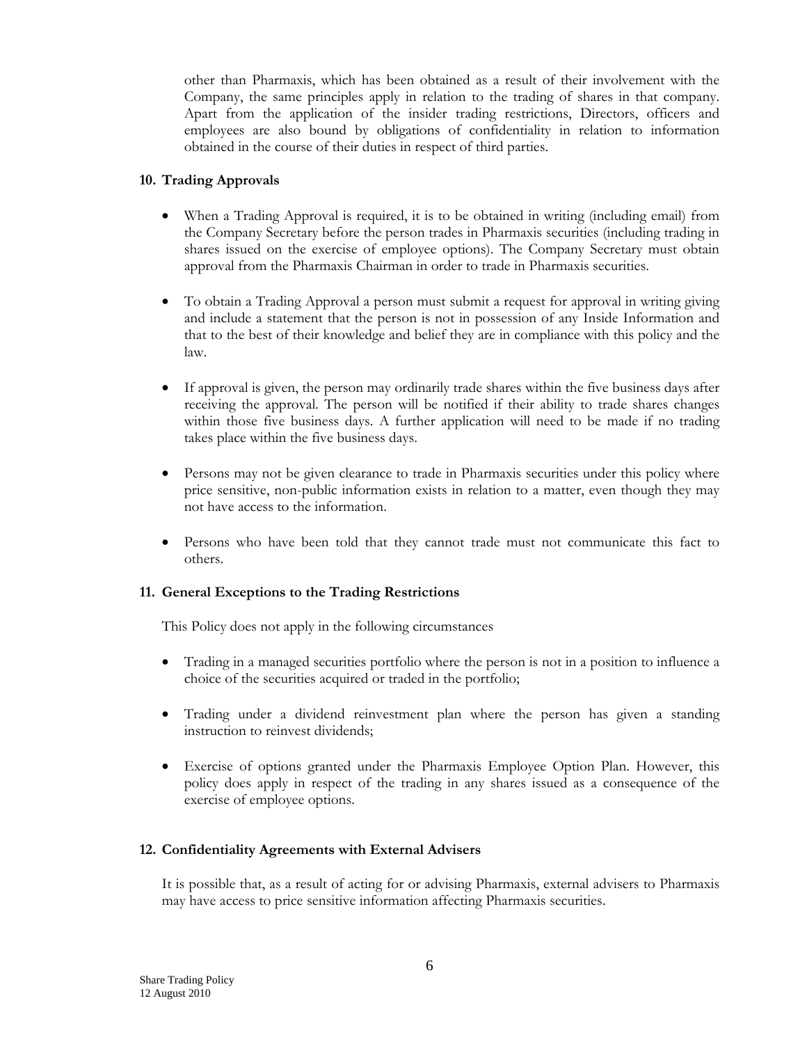other than Pharmaxis, which has been obtained as a result of their involvement with the Company, the same principles apply in relation to the trading of shares in that company. Apart from the application of the insider trading restrictions, Directors, officers and employees are also bound by obligations of confidentiality in relation to information obtained in the course of their duties in respect of third parties.

**10. Trading Approvals**

- When a Trading Approval is required, it is to be obtained in writing (including email) from the Company Secretary before the person trades in Pharmaxis securities (including trading in shares issued on the exercise of employee options). The Company Secretary must obtain approval from the Pharmaxis Chairman in order to trade in Pharmaxis securities.

- To obtain a Trading Approval a person must submit a request for approval in writing giving and include a statement that the person is not in possession of any Inside Information and that to the best of their knowledge and belief they are in compliance with this policy and the law.

- If approval is given, the person may ordinarily trade shares within the five business days after receiving the approval. The person will be notified if their ability to trade shares changes within those five business days. A further application will need to be made if no trading takes place within the five business days.

- Persons may not be given clearance to trade in Pharmaxis securities under this policy where price sensitive, non-public information exists in relation to a matter, even though they may not have access to the information.

- Persons who have been told that they cannot trade must not communicate this fact to others.

**11. General Exceptions to the Trading Restrictions**

This Policy does not apply in the following circumstances

- Trading in a managed securities portfolio where the person is not in a position to influence a choice of the securities acquired or traded in the portfolio;

- Trading under a dividend reinvestment plan where the person has given a standing instruction to reinvest dividends;

- Exercise of options granted under the Pharmaxis Employee Option Plan. However, this policy does apply in respect of the trading in any shares issued as a consequence of the exercise of employee options.

**12. Confidentiality Agreements with External Advisers**

It is possible that, as a result of acting for or advising Pharmaxis, external advisers to Pharmaxis may have access to price sensitive information affecting Pharmaxis securities.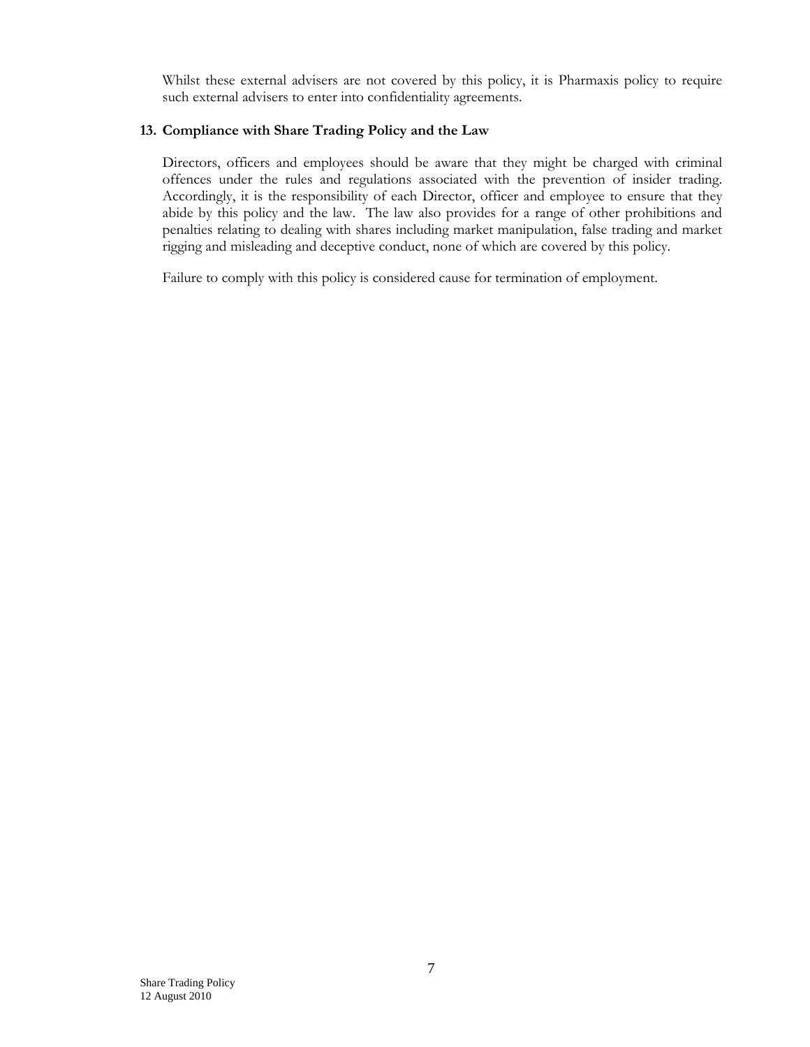Whilst these external advisers are not covered by this policy, it is Pharmaxis policy to require such external advisers to enter into confidentiality agreements.

## 13. Compliance with Share Trading Policy and the Law

Directors, officers and employees should be aware that they might be charged with criminal offences under the rules and regulations associated with the prevention of insider trading. Accordingly, it is the responsibility of each Director, officer and employee to ensure that they abide by this policy and the law. The law also provides for a range of other prohibitions and penalties relating to dealing with shares including market manipulation, false trading and market rigging and misleading and deceptive conduct, none of which are covered by this policy.

Failure to comply with this policy is considered cause for termination of employment.